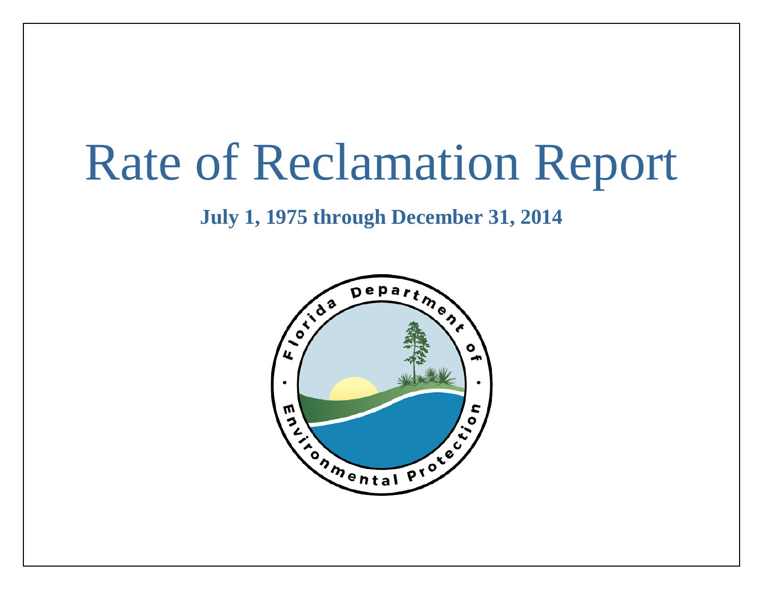# Rate of Reclamation Report

**July 1, 1975 through December 31, 2014**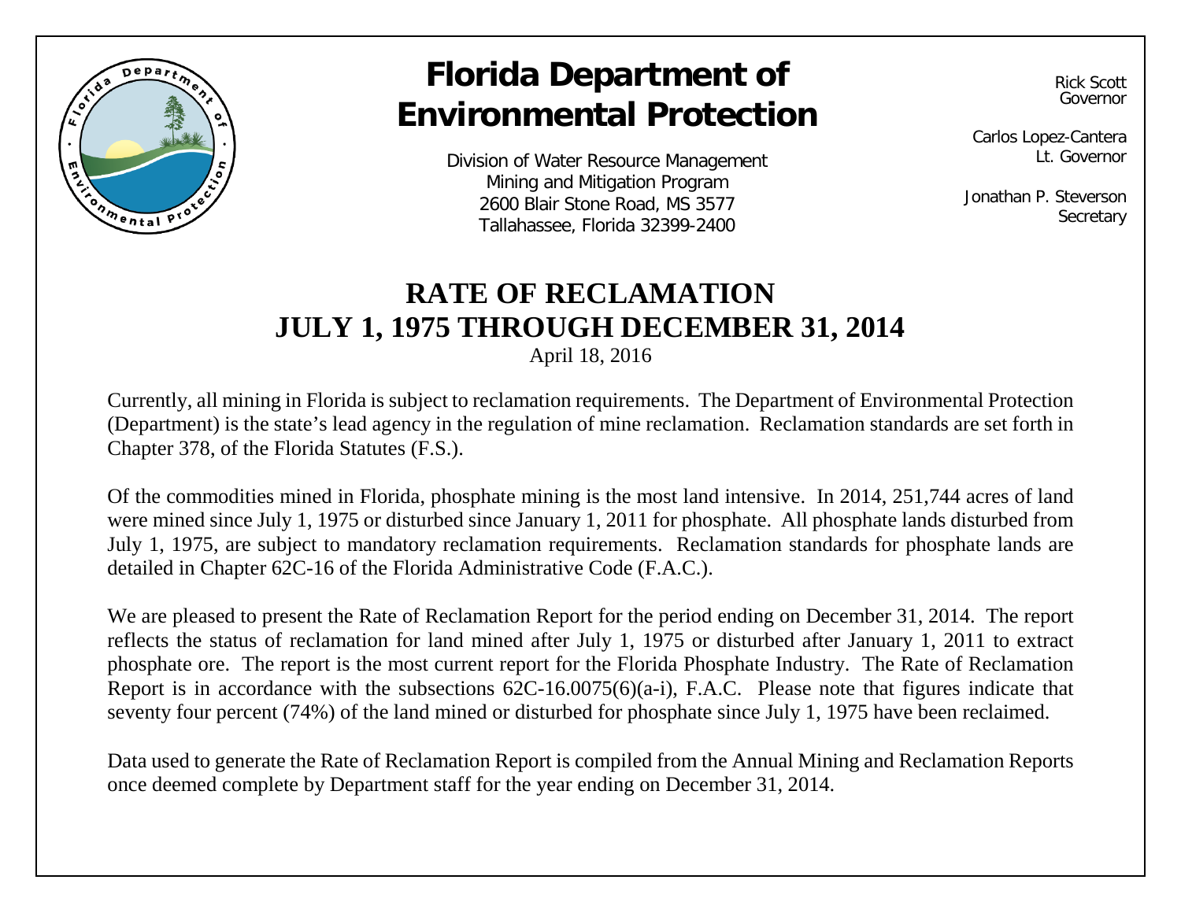# Florida Department of Environmental Protection

Division of Water Resource Management
Mining and Mitigation Program
2600 Blair Stone Road, MS 3577
Tallahassee, Florida 32399-2400

Rick Scott
Governor

Carlos Lopez-Cantera
Lt. Governor

Jonathan P. Steverson
Secretary

## RATE OF RECLAMATION
## JULY 1, 1975 THROUGH DECEMBER 31, 2014

April 18, 2016

Currently, all mining in Florida is subject to reclamation requirements. The Department of Environmental Protection (Department) is the state's lead agency in the regulation of mine reclamation. Reclamation standards are set forth in Chapter 378, of the Florida Statutes (F.S.).

Of the commodities mined in Florida, phosphate mining is the most land intensive. In 2014, 251,744 acres of land were mined since July 1, 1975 or disturbed since January 1, 2011 for phosphate. All phosphate lands disturbed from July 1, 1975, are subject to mandatory reclamation requirements. Reclamation standards for phosphate lands are detailed in Chapter 62C-16 of the Florida Administrative Code (F.A.C.).

We are pleased to present the Rate of Reclamation Report for the period ending on December 31, 2014. The report reflects the status of reclamation for land mined after July 1, 1975 or disturbed after January 1, 2011 to extract phosphate ore. The report is the most current report for the Florida Phosphate Industry. The Rate of Reclamation Report is in accordance with the subsections 62C-16.0075(6)(a-i), F.A.C. Please note that figures indicate that seventy four percent (74%) of the land mined or disturbed for phosphate since July 1, 1975 have been reclaimed.

Data used to generate the Rate of Reclamation Report is compiled from the Annual Mining and Reclamation Reports once deemed complete by Department staff for the year ending on December 31, 2014.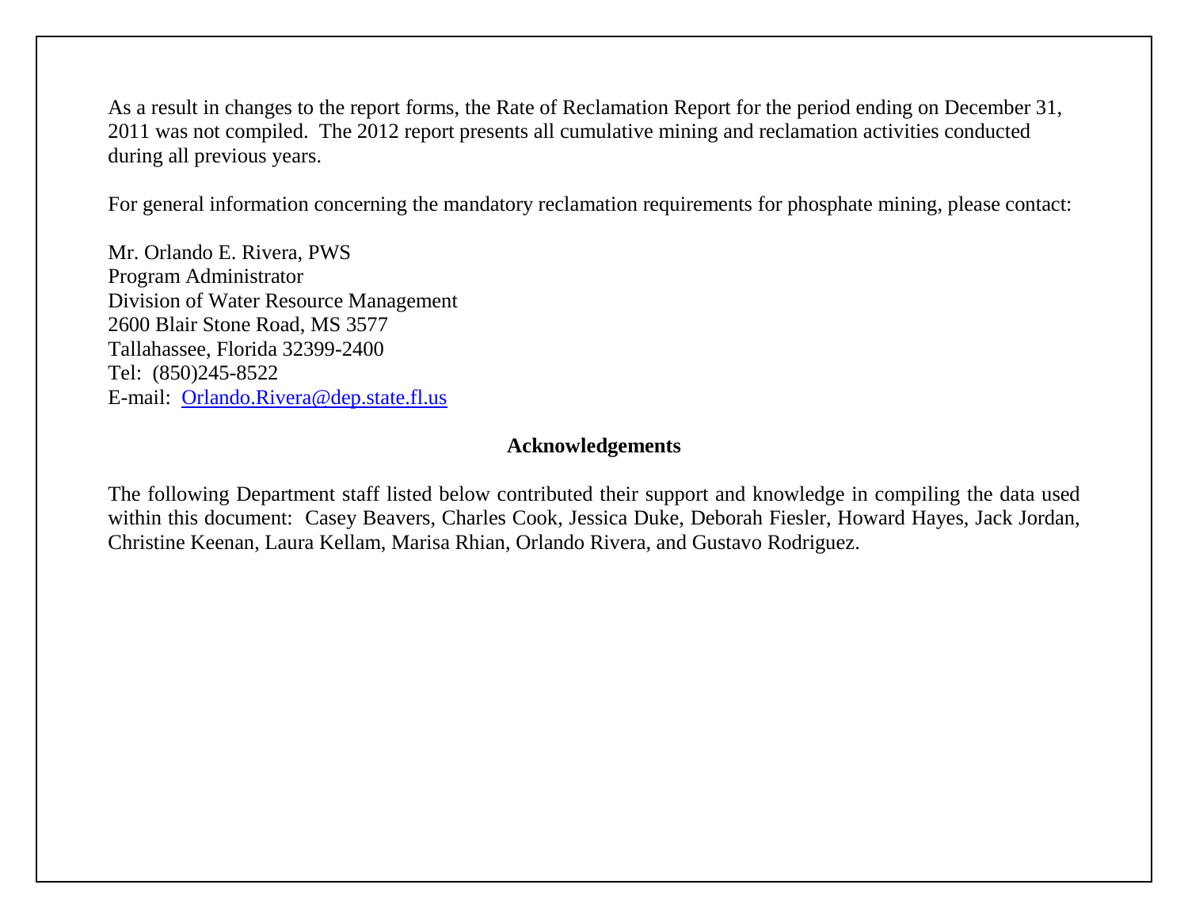As a result in changes to the report forms, the Rate of Reclamation Report for the period ending on December 31, 2011 was not compiled. The 2012 report presents all cumulative mining and reclamation activities conducted during all previous years.

For general information concerning the mandatory reclamation requirements for phosphate mining, please contact:

Mr. Orlando E. Rivera, PWS
Program Administrator
Division of Water Resource Management
2600 Blair Stone Road, MS 3577
Tallahassee, Florida 32399-2400
Tel: (850)245-8522
E-mail: [Orlando.Rivera@dep.state.fl.us](mailto:Orlando.Rivera@dep.state.fl.us)

## Acknowledgements

The following Department staff listed below contributed their support and knowledge in compiling the data used within this document: Casey Beavers, Charles Cook, Jessica Duke, Deborah Fiesler, Howard Hayes, Jack Jordan, Christine Keenan, Laura Kellam, Marisa Rhian, Orlando Rivera, and Gustavo Rodriguez.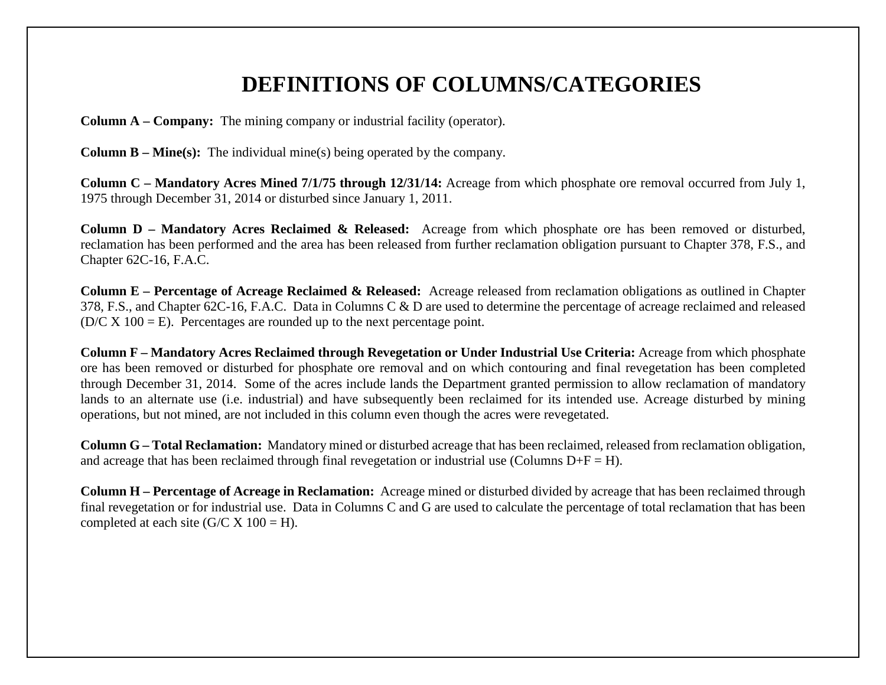# DEFINITIONS OF COLUMNS/CATEGORIES

**Column A – Company:** The mining company or industrial facility (operator).

**Column B – Mine(s):** The individual mine(s) being operated by the company.

**Column C – Mandatory Acres Mined 7/1/75 through 12/31/14:** Acreage from which phosphate ore removal occurred from July 1, 1975 through December 31, 2014 or disturbed since January 1, 2011.

**Column D – Mandatory Acres Reclaimed & Released:** Acreage from which phosphate ore has been removed or disturbed, reclamation has been performed and the area has been released from further reclamation obligation pursuant to Chapter 378, F.S., and Chapter 62C-16, F.A.C.

**Column E – Percentage of Acreage Reclaimed & Released:** Acreage released from reclamation obligations as outlined in Chapter 378, F.S., and Chapter 62C-16, F.A.C. Data in Columns C & D are used to determine the percentage of acreage reclaimed and released (D/C X 100 = E). Percentages are rounded up to the next percentage point.

**Column F – Mandatory Acres Reclaimed through Revegetation or Under Industrial Use Criteria:** Acreage from which phosphate ore has been removed or disturbed for phosphate ore removal and on which contouring and final revegetation has been completed through December 31, 2014. Some of the acres include lands the Department granted permission to allow reclamation of mandatory lands to an alternate use (i.e. industrial) and have subsequently been reclaimed for its intended use. Acreage disturbed by mining operations, but not mined, are not included in this column even though the acres were revegetated.

**Column G – Total Reclamation:** Mandatory mined or disturbed acreage that has been reclaimed, released from reclamation obligation, and acreage that has been reclaimed through final revegetation or industrial use (Columns D+F = H).

**Column H – Percentage of Acreage in Reclamation:** Acreage mined or disturbed divided by acreage that has been reclaimed through final revegetation or for industrial use. Data in Columns C and G are used to calculate the percentage of total reclamation that has been completed at each site (G/C X 100 = H).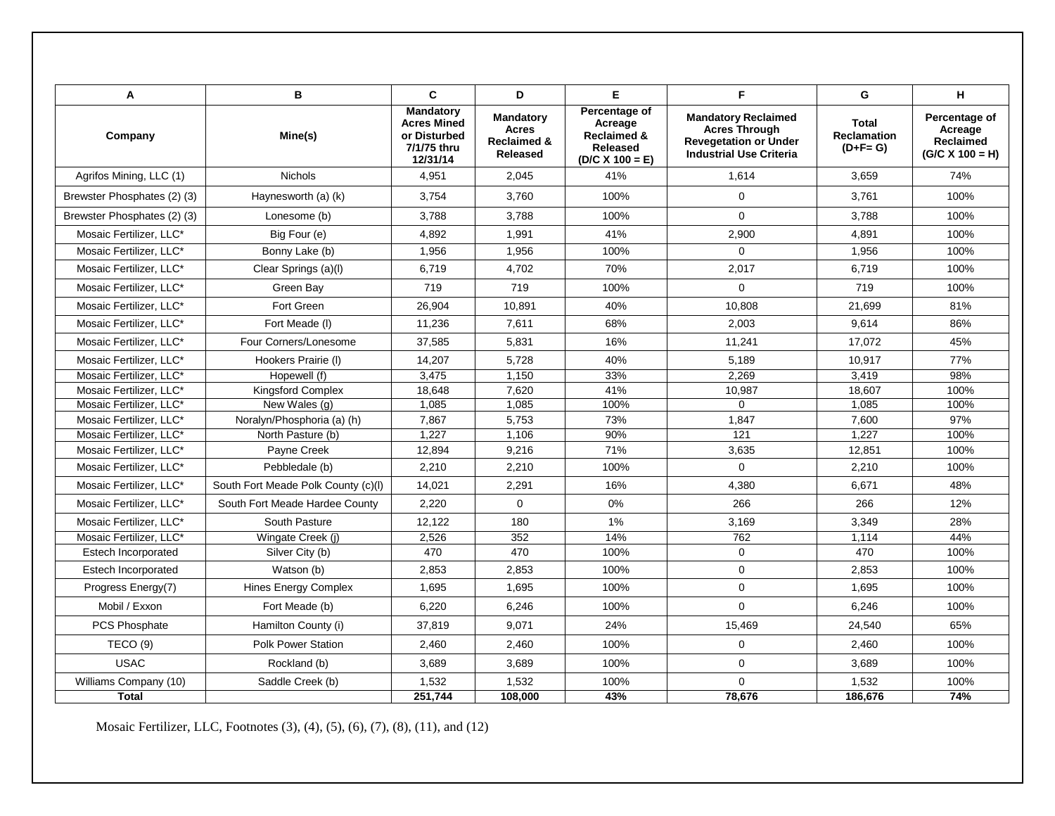| A | B | C | D | E | F | G | H |
|---|---|---|---|---|---|---|---|
| **Company** | **Mine(s)** | **Mandatory Acres Mined or Disturbed 7/1/75 thru 12/31/14** | **Mandatory Acres Reclaimed & Released** | **Percentage of Acreage Reclaimed & Released (D/C X 100 = E)** | **Mandatory Reclaimed Acres Through Revegetation or Under Industrial Use Criteria** | **Total Reclamation (D+F= G)** | **Percentage of Acreage Reclaimed (G/C X 100 = H)** |
| Agrifos Mining, LLC (1) | Nichols | 4,951 | 2,045 | 41% | 1,614 | 3,659 | 74% |
| Brewster Phosphates (2) (3) | Haynesworth (a) (k) | 3,754 | 3,760 | 100% | 0 | 3,761 | 100% |
| Brewster Phosphates (2) (3) | Lonesome (b) | 3,788 | 3,788 | 100% | 0 | 3,788 | 100% |
| Mosaic Fertilizer, LLC* | Big Four (e) | 4,892 | 1,991 | 41% | 2,900 | 4,891 | 100% |
| Mosaic Fertilizer, LLC* | Bonny Lake (b) | 1,956 | 1,956 | 100% | 0 | 1,956 | 100% |
| Mosaic Fertilizer, LLC* | Clear Springs (a)(l) | 6,719 | 4,702 | 70% | 2,017 | 6,719 | 100% |
| Mosaic Fertilizer, LLC* | Green Bay | 719 | 719 | 100% | 0 | 719 | 100% |
| Mosaic Fertilizer, LLC* | Fort Green | 26,904 | 10,891 | 40% | 10,808 | 21,699 | 81% |
| Mosaic Fertilizer, LLC* | Fort Meade (l) | 11,236 | 7,611 | 68% | 2,003 | 9,614 | 86% |
| Mosaic Fertilizer, LLC* | Four Corners/Lonesome | 37,585 | 5,831 | 16% | 11,241 | 17,072 | 45% |
| Mosaic Fertilizer, LLC* | Hookers Prairie (l) | 14,207 | 5,728 | 40% | 5,189 | 10,917 | 77% |
| Mosaic Fertilizer, LLC* | Hopewell (f) | 3,475 | 1,150 | 33% | 2,269 | 3,419 | 98% |
| Mosaic Fertilizer, LLC* | Kingsford Complex | 18,648 | 7,620 | 41% | 10,987 | 18,607 | 100% |
| Mosaic Fertilizer, LLC* | New Wales (g) | 1,085 | 1,085 | 100% | 0 | 1,085 | 100% |
| Mosaic Fertilizer, LLC* | Noralyn/Phosphoria (a) (h) | 7,867 | 5,753 | 73% | 1,847 | 7,600 | 97% |
| Mosaic Fertilizer, LLC* | North Pasture (b) | 1,227 | 1,106 | 90% | 121 | 1,227 | 100% |
| Mosaic Fertilizer, LLC* | Payne Creek | 12,894 | 9,216 | 71% | 3,635 | 12,851 | 100% |
| Mosaic Fertilizer, LLC* | Pebbledale (b) | 2,210 | 2,210 | 100% | 0 | 2,210 | 100% |
| Mosaic Fertilizer, LLC* | South Fort Meade Polk County (c)(l) | 14,021 | 2,291 | 16% | 4,380 | 6,671 | 48% |
| Mosaic Fertilizer, LLC* | South Fort Meade Hardee County | 2,220 | 0 | 0% | 266 | 266 | 12% |
| Mosaic Fertilizer, LLC* | South Pasture | 12,122 | 180 | 1% | 3,169 | 3,349 | 28% |
| Mosaic Fertilizer, LLC* | Wingate Creek (j) | 2,526 | 352 | 14% | 762 | 1,114 | 44% |
| Estech Incorporated | Silver City (b) | 470 | 470 | 100% | 0 | 470 | 100% |
| Estech Incorporated | Watson (b) | 2,853 | 2,853 | 100% | 0 | 2,853 | 100% |
| Progress Energy(7) | Hines Energy Complex | 1,695 | 1,695 | 100% | 0 | 1,695 | 100% |
| Mobil / Exxon | Fort Meade (b) | 6,220 | 6,246 | 100% | 0 | 6,246 | 100% |
| PCS Phosphate | Hamilton County (i) | 37,819 | 9,071 | 24% | 15,469 | 24,540 | 65% |
| TECO (9) | Polk Power Station | 2,460 | 2,460 | 100% | 0 | 2,460 | 100% |
| USAC | Rockland (b) | 3,689 | 3,689 | 100% | 0 | 3,689 | 100% |
| Williams Company (10) | Saddle Creek (b) | 1,532 | 1,532 | 100% | 0 | 1,532 | 100% |
| **Total** | | **251,744** | **108,000** | **43%** | **78,676** | **186,676** | **74%** |

Mosaic Fertilizer, LLC, Footnotes (3), (4), (5), (6), (7), (8), (11), and (12)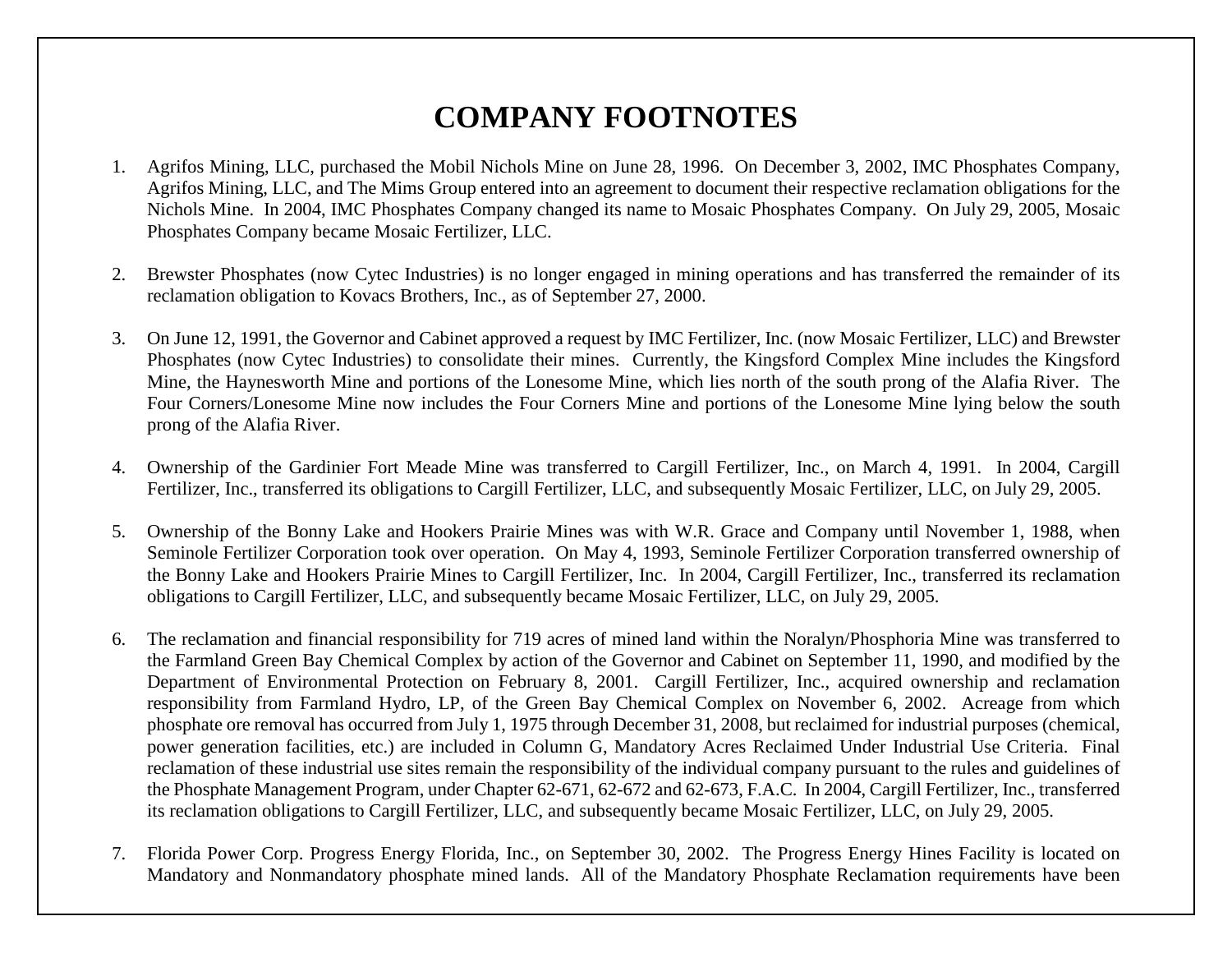# COMPANY FOOTNOTES

1. Agrifos Mining, LLC, purchased the Mobil Nichols Mine on June 28, 1996. On December 3, 2002, IMC Phosphates Company, Agrifos Mining, LLC, and The Mims Group entered into an agreement to document their respective reclamation obligations for the Nichols Mine. In 2004, IMC Phosphates Company changed its name to Mosaic Phosphates Company. On July 29, 2005, Mosaic Phosphates Company became Mosaic Fertilizer, LLC.

2. Brewster Phosphates (now Cytec Industries) is no longer engaged in mining operations and has transferred the remainder of its reclamation obligation to Kovacs Brothers, Inc., as of September 27, 2000.

3. On June 12, 1991, the Governor and Cabinet approved a request by IMC Fertilizer, Inc. (now Mosaic Fertilizer, LLC) and Brewster Phosphates (now Cytec Industries) to consolidate their mines. Currently, the Kingsford Complex Mine includes the Kingsford Mine, the Haynesworth Mine and portions of the Lonesome Mine, which lies north of the south prong of the Alafia River. The Four Corners/Lonesome Mine now includes the Four Corners Mine and portions of the Lonesome Mine lying below the south prong of the Alafia River.

4. Ownership of the Gardinier Fort Meade Mine was transferred to Cargill Fertilizer, Inc., on March 4, 1991. In 2004, Cargill Fertilizer, Inc., transferred its obligations to Cargill Fertilizer, LLC, and subsequently Mosaic Fertilizer, LLC, on July 29, 2005.

5. Ownership of the Bonny Lake and Hookers Prairie Mines was with W.R. Grace and Company until November 1, 1988, when Seminole Fertilizer Corporation took over operation. On May 4, 1993, Seminole Fertilizer Corporation transferred ownership of the Bonny Lake and Hookers Prairie Mines to Cargill Fertilizer, Inc. In 2004, Cargill Fertilizer, Inc., transferred its reclamation obligations to Cargill Fertilizer, LLC, and subsequently became Mosaic Fertilizer, LLC, on July 29, 2005.

6. The reclamation and financial responsibility for 719 acres of mined land within the Noralyn/Phosphoria Mine was transferred to the Farmland Green Bay Chemical Complex by action of the Governor and Cabinet on September 11, 1990, and modified by the Department of Environmental Protection on February 8, 2001. Cargill Fertilizer, Inc., acquired ownership and reclamation responsibility from Farmland Hydro, LP, of the Green Bay Chemical Complex on November 6, 2002. Acreage from which phosphate ore removal has occurred from July 1, 1975 through December 31, 2008, but reclaimed for industrial purposes (chemical, power generation facilities, etc.) are included in Column G, Mandatory Acres Reclaimed Under Industrial Use Criteria. Final reclamation of these industrial use sites remain the responsibility of the individual company pursuant to the rules and guidelines of the Phosphate Management Program, under Chapter 62-671, 62-672 and 62-673, F.A.C. In 2004, Cargill Fertilizer, Inc., transferred its reclamation obligations to Cargill Fertilizer, LLC, and subsequently became Mosaic Fertilizer, LLC, on July 29, 2005.

7. Florida Power Corp. Progress Energy Florida, Inc., on September 30, 2002. The Progress Energy Hines Facility is located on Mandatory and Nonmandatory phosphate mined lands. All of the Mandatory Phosphate Reclamation requirements have been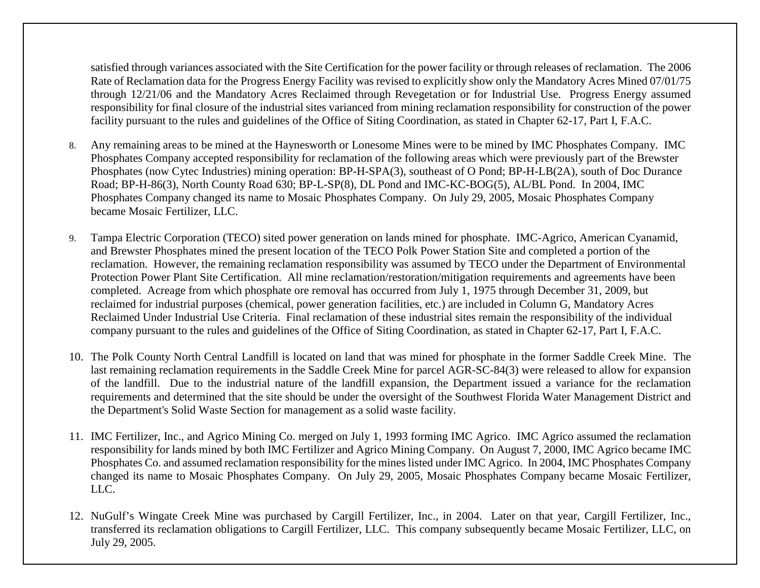satisfied through variances associated with the Site Certification for the power facility or through releases of reclamation. The 2006 Rate of Reclamation data for the Progress Energy Facility was revised to explicitly show only the Mandatory Acres Mined 07/01/75 through 12/21/06 and the Mandatory Acres Reclaimed through Revegetation or for Industrial Use. Progress Energy assumed responsibility for final closure of the industrial sites varianced from mining reclamation responsibility for construction of the power facility pursuant to the rules and guidelines of the Office of Siting Coordination, as stated in Chapter 62-17, Part I, F.A.C.

8. Any remaining areas to be mined at the Haynesworth or Lonesome Mines were to be mined by IMC Phosphates Company. IMC Phosphates Company accepted responsibility for reclamation of the following areas which were previously part of the Brewster Phosphates (now Cytec Industries) mining operation: BP-H-SPA(3), southeast of O Pond; BP-H-LB(2A), south of Doc Durance Road; BP-H-86(3), North County Road 630; BP-L-SP(8), DL Pond and IMC-KC-BOG(5), AL/BL Pond. In 2004, IMC Phosphates Company changed its name to Mosaic Phosphates Company. On July 29, 2005, Mosaic Phosphates Company became Mosaic Fertilizer, LLC.

9. Tampa Electric Corporation (TECO) sited power generation on lands mined for phosphate. IMC-Agrico, American Cyanamid, and Brewster Phosphates mined the present location of the TECO Polk Power Station Site and completed a portion of the reclamation. However, the remaining reclamation responsibility was assumed by TECO under the Department of Environmental Protection Power Plant Site Certification. All mine reclamation/restoration/mitigation requirements and agreements have been completed. Acreage from which phosphate ore removal has occurred from July 1, 1975 through December 31, 2009, but reclaimed for industrial purposes (chemical, power generation facilities, etc.) are included in Column G, Mandatory Acres Reclaimed Under Industrial Use Criteria. Final reclamation of these industrial sites remain the responsibility of the individual company pursuant to the rules and guidelines of the Office of Siting Coordination, as stated in Chapter 62-17, Part I, F.A.C.

10. The Polk County North Central Landfill is located on land that was mined for phosphate in the former Saddle Creek Mine. The last remaining reclamation requirements in the Saddle Creek Mine for parcel AGR-SC-84(3) were released to allow for expansion of the landfill. Due to the industrial nature of the landfill expansion, the Department issued a variance for the reclamation requirements and determined that the site should be under the oversight of the Southwest Florida Water Management District and the Department's Solid Waste Section for management as a solid waste facility.

11. IMC Fertilizer, Inc., and Agrico Mining Co. merged on July 1, 1993 forming IMC Agrico. IMC Agrico assumed the reclamation responsibility for lands mined by both IMC Fertilizer and Agrico Mining Company. On August 7, 2000, IMC Agrico became IMC Phosphates Co. and assumed reclamation responsibility for the mines listed under IMC Agrico. In 2004, IMC Phosphates Company changed its name to Mosaic Phosphates Company. On July 29, 2005, Mosaic Phosphates Company became Mosaic Fertilizer, LLC.

12. NuGulf's Wingate Creek Mine was purchased by Cargill Fertilizer, Inc., in 2004. Later on that year, Cargill Fertilizer, Inc., transferred its reclamation obligations to Cargill Fertilizer, LLC. This company subsequently became Mosaic Fertilizer, LLC, on July 29, 2005.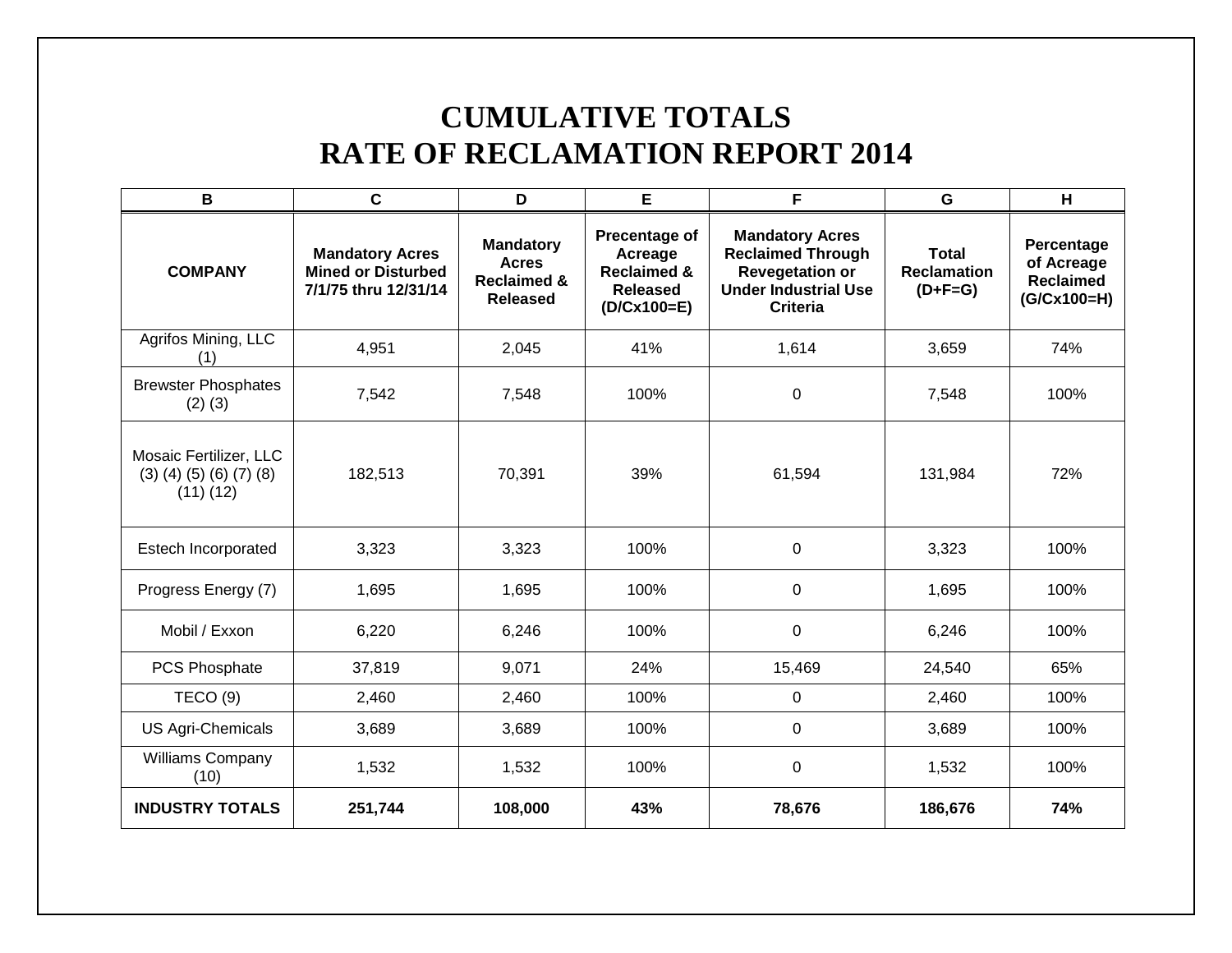# CUMULATIVE TOTALS
# RATE OF RECLAMATION REPORT 2014

| B | C | D | E | F | G | H |
|---|---|---|---|---|---|---|
| **COMPANY** | **Mandatory Acres Mined or Disturbed 7/1/75 thru 12/31/14** | **Mandatory Acres Reclaimed & Released** | **Precentage of Acreage Reclaimed & Released (D/Cx100=E)** | **Mandatory Acres Reclaimed Through Revegetation or Under Industrial Use Criteria** | **Total Reclamation (D+F=G)** | **Percentage of Acreage Reclaimed (G/Cx100=H)** |
| Agrifos Mining, LLC (1) | 4,951 | 2,045 | 41% | 1,614 | 3,659 | 74% |
| Brewster Phosphates (2) (3) | 7,542 | 7,548 | 100% | 0 | 7,548 | 100% |
| Mosaic Fertilizer, LLC (3) (4) (5) (6) (7) (8) (11) (12) | 182,513 | 70,391 | 39% | 61,594 | 131,984 | 72% |
| Estech Incorporated | 3,323 | 3,323 | 100% | 0 | 3,323 | 100% |
| Progress Energy (7) | 1,695 | 1,695 | 100% | 0 | 1,695 | 100% |
| Mobil / Exxon | 6,220 | 6,246 | 100% | 0 | 6,246 | 100% |
| PCS Phosphate | 37,819 | 9,071 | 24% | 15,469 | 24,540 | 65% |
| TECO (9) | 2,460 | 2,460 | 100% | 0 | 2,460 | 100% |
| US Agri-Chemicals | 3,689 | 3,689 | 100% | 0 | 3,689 | 100% |
| Williams Company (10) | 1,532 | 1,532 | 100% | 0 | 1,532 | 100% |
| **INDUSTRY TOTALS** | **251,744** | **108,000** | **43%** | **78,676** | **186,676** | **74%** |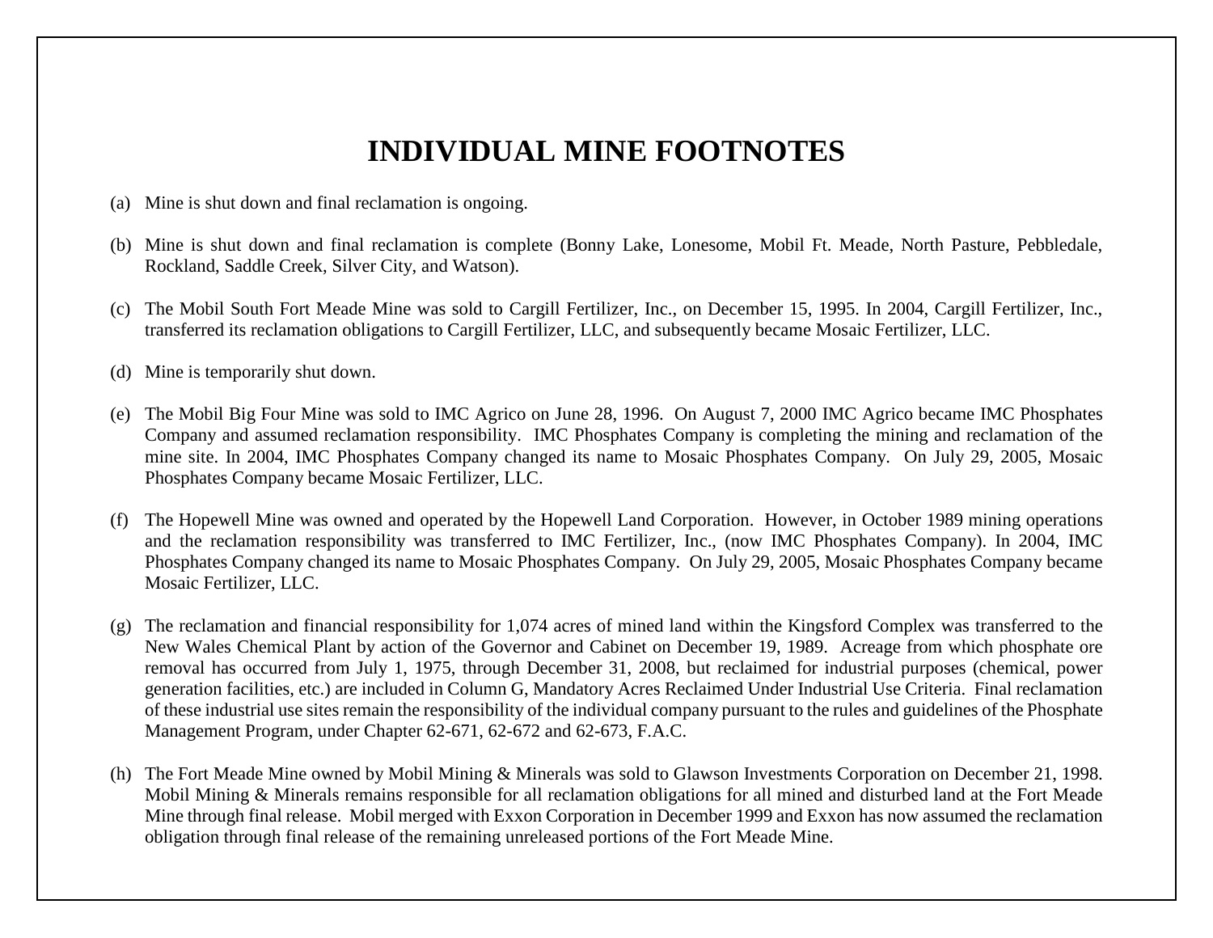# INDIVIDUAL MINE FOOTNOTES

(a) Mine is shut down and final reclamation is ongoing.

(b) Mine is shut down and final reclamation is complete (Bonny Lake, Lonesome, Mobil Ft. Meade, North Pasture, Pebbledale, Rockland, Saddle Creek, Silver City, and Watson).

(c) The Mobil South Fort Meade Mine was sold to Cargill Fertilizer, Inc., on December 15, 1995. In 2004, Cargill Fertilizer, Inc., transferred its reclamation obligations to Cargill Fertilizer, LLC, and subsequently became Mosaic Fertilizer, LLC.

(d) Mine is temporarily shut down.

(e) The Mobil Big Four Mine was sold to IMC Agrico on June 28, 1996. On August 7, 2000 IMC Agrico became IMC Phosphates Company and assumed reclamation responsibility. IMC Phosphates Company is completing the mining and reclamation of the mine site. In 2004, IMC Phosphates Company changed its name to Mosaic Phosphates Company. On July 29, 2005, Mosaic Phosphates Company became Mosaic Fertilizer, LLC.

(f) The Hopewell Mine was owned and operated by the Hopewell Land Corporation. However, in October 1989 mining operations and the reclamation responsibility was transferred to IMC Fertilizer, Inc., (now IMC Phosphates Company). In 2004, IMC Phosphates Company changed its name to Mosaic Phosphates Company. On July 29, 2005, Mosaic Phosphates Company became Mosaic Fertilizer, LLC.

(g) The reclamation and financial responsibility for 1,074 acres of mined land within the Kingsford Complex was transferred to the New Wales Chemical Plant by action of the Governor and Cabinet on December 19, 1989. Acreage from which phosphate ore removal has occurred from July 1, 1975, through December 31, 2008, but reclaimed for industrial purposes (chemical, power generation facilities, etc.) are included in Column G, Mandatory Acres Reclaimed Under Industrial Use Criteria. Final reclamation of these industrial use sites remain the responsibility of the individual company pursuant to the rules and guidelines of the Phosphate Management Program, under Chapter 62-671, 62-672 and 62-673, F.A.C.

(h) The Fort Meade Mine owned by Mobil Mining & Minerals was sold to Glawson Investments Corporation on December 21, 1998. Mobil Mining & Minerals remains responsible for all reclamation obligations for all mined and disturbed land at the Fort Meade Mine through final release. Mobil merged with Exxon Corporation in December 1999 and Exxon has now assumed the reclamation obligation through final release of the remaining unreleased portions of the Fort Meade Mine.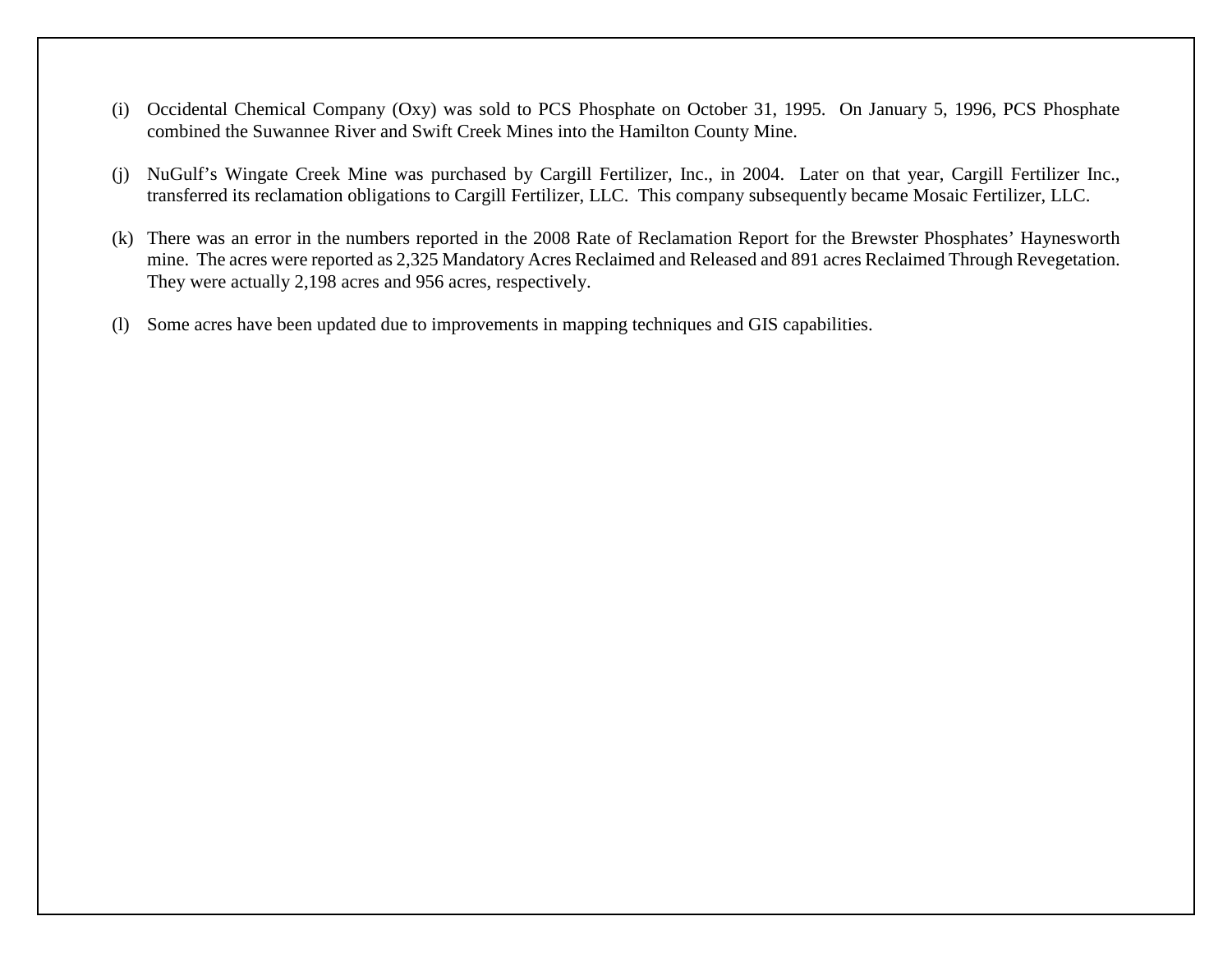(i) Occidental Chemical Company (Oxy) was sold to PCS Phosphate on October 31, 1995. On January 5, 1996, PCS Phosphate combined the Suwannee River and Swift Creek Mines into the Hamilton County Mine.

(j) NuGulf's Wingate Creek Mine was purchased by Cargill Fertilizer, Inc., in 2004. Later on that year, Cargill Fertilizer Inc., transferred its reclamation obligations to Cargill Fertilizer, LLC. This company subsequently became Mosaic Fertilizer, LLC.

(k) There was an error in the numbers reported in the 2008 Rate of Reclamation Report for the Brewster Phosphates' Haynesworth mine. The acres were reported as 2,325 Mandatory Acres Reclaimed and Released and 891 acres Reclaimed Through Revegetation. They were actually 2,198 acres and 956 acres, respectively.

(l) Some acres have been updated due to improvements in mapping techniques and GIS capabilities.